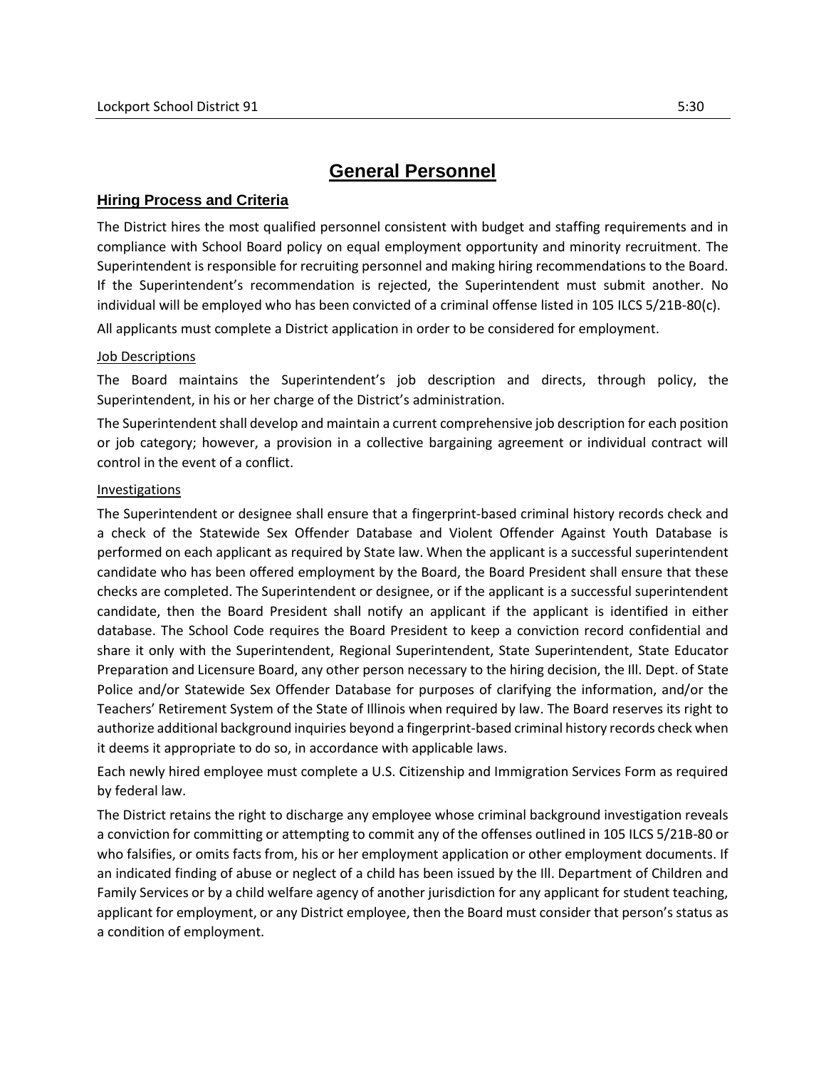# General Personnel

## Hiring Process and Criteria

The District hires the most qualified personnel consistent with budget and staffing requirements and in compliance with School Board policy on equal employment opportunity and minority recruitment. The Superintendent is responsible for recruiting personnel and making hiring recommendations to the Board. If the Superintendent's recommendation is rejected, the Superintendent must submit another. No individual will be employed who has been convicted of a criminal offense listed in 105 ILCS 5/21B-80(c).

All applicants must complete a District application in order to be considered for employment.

### Job Descriptions

The Board maintains the Superintendent's job description and directs, through policy, the Superintendent, in his or her charge of the District's administration.

The Superintendent shall develop and maintain a current comprehensive job description for each position or job category; however, a provision in a collective bargaining agreement or individual contract will control in the event of a conflict.

### Investigations

The Superintendent or designee shall ensure that a fingerprint-based criminal history records check and a check of the Statewide Sex Offender Database and Violent Offender Against Youth Database is performed on each applicant as required by State law. When the applicant is a successful superintendent candidate who has been offered employment by the Board, the Board President shall ensure that these checks are completed. The Superintendent or designee, or if the applicant is a successful superintendent candidate, then the Board President shall notify an applicant if the applicant is identified in either database. The School Code requires the Board President to keep a conviction record confidential and share it only with the Superintendent, Regional Superintendent, State Superintendent, State Educator Preparation and Licensure Board, any other person necessary to the hiring decision, the Ill. Dept. of State Police and/or Statewide Sex Offender Database for purposes of clarifying the information, and/or the Teachers' Retirement System of the State of Illinois when required by law. The Board reserves its right to authorize additional background inquiries beyond a fingerprint-based criminal history records check when it deems it appropriate to do so, in accordance with applicable laws.

Each newly hired employee must complete a U.S. Citizenship and Immigration Services Form as required by federal law.

The District retains the right to discharge any employee whose criminal background investigation reveals a conviction for committing or attempting to commit any of the offenses outlined in 105 ILCS 5/21B-80 or who falsifies, or omits facts from, his or her employment application or other employment documents. If an indicated finding of abuse or neglect of a child has been issued by the Ill. Department of Children and Family Services or by a child welfare agency of another jurisdiction for any applicant for student teaching, applicant for employment, or any District employee, then the Board must consider that person's status as a condition of employment.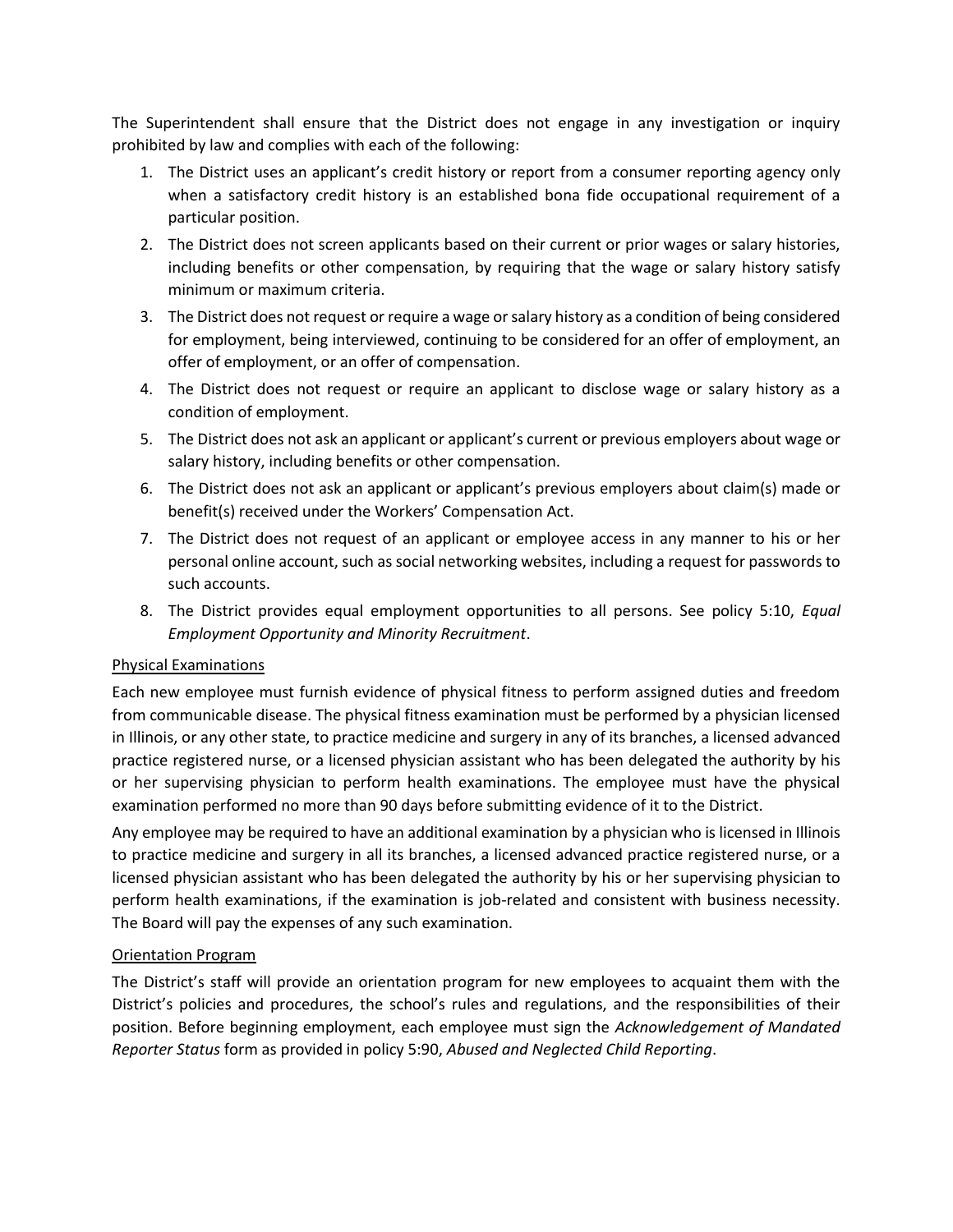The Superintendent shall ensure that the District does not engage in any investigation or inquiry prohibited by law and complies with each of the following:

1. The District uses an applicant's credit history or report from a consumer reporting agency only when a satisfactory credit history is an established bona fide occupational requirement of a particular position.
2. The District does not screen applicants based on their current or prior wages or salary histories, including benefits or other compensation, by requiring that the wage or salary history satisfy minimum or maximum criteria.
3. The District does not request or require a wage or salary history as a condition of being considered for employment, being interviewed, continuing to be considered for an offer of employment, an offer of employment, or an offer of compensation.
4. The District does not request or require an applicant to disclose wage or salary history as a condition of employment.
5. The District does not ask an applicant or applicant's current or previous employers about wage or salary history, including benefits or other compensation.
6. The District does not ask an applicant or applicant's previous employers about claim(s) made or benefit(s) received under the Workers' Compensation Act.
7. The District does not request of an applicant or employee access in any manner to his or her personal online account, such as social networking websites, including a request for passwords to such accounts.
8. The District provides equal employment opportunities to all persons. See policy 5:10, *Equal Employment Opportunity and Minority Recruitment*.

<u>Physical Examinations</u>

Each new employee must furnish evidence of physical fitness to perform assigned duties and freedom from communicable disease. The physical fitness examination must be performed by a physician licensed in Illinois, or any other state, to practice medicine and surgery in any of its branches, a licensed advanced practice registered nurse, or a licensed physician assistant who has been delegated the authority by his or her supervising physician to perform health examinations. The employee must have the physical examination performed no more than 90 days before submitting evidence of it to the District.

Any employee may be required to have an additional examination by a physician who is licensed in Illinois to practice medicine and surgery in all its branches, a licensed advanced practice registered nurse, or a licensed physician assistant who has been delegated the authority by his or her supervising physician to perform health examinations, if the examination is job-related and consistent with business necessity. The Board will pay the expenses of any such examination.

<u>Orientation Program</u>

The District's staff will provide an orientation program for new employees to acquaint them with the District's policies and procedures, the school's rules and regulations, and the responsibilities of their position. Before beginning employment, each employee must sign the *Acknowledgement of Mandated Reporter Status* form as provided in policy 5:90, *Abused and Neglected Child Reporting*.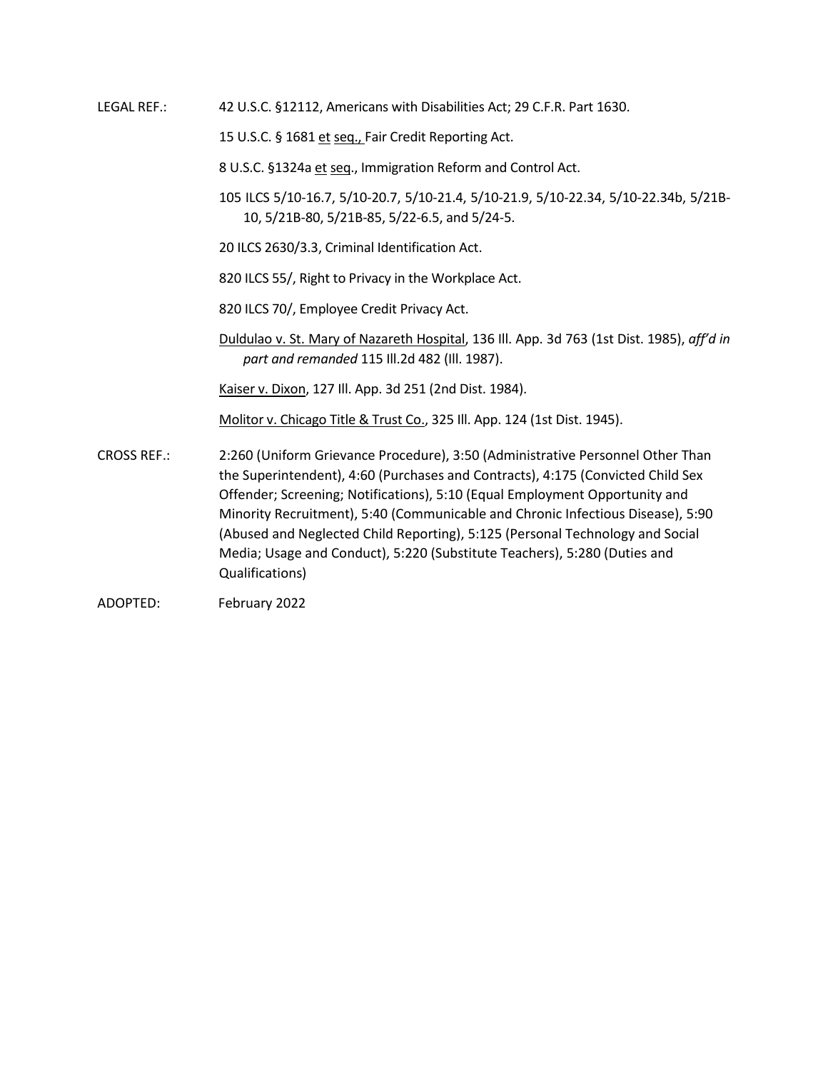LEGAL REF.: 42 U.S.C. §12112, Americans with Disabilities Act; 29 C.F.R. Part 1630.

15 U.S.C. § 1681 et seq., Fair Credit Reporting Act.

8 U.S.C. §1324a et seq., Immigration Reform and Control Act.

105 ILCS 5/10-16.7, 5/10-20.7, 5/10-21.4, 5/10-21.9, 5/10-22.34, 5/10-22.34b, 5/21B-10, 5/21B-80, 5/21B-85, 5/22-6.5, and 5/24-5.

20 ILCS 2630/3.3, Criminal Identification Act.

820 ILCS 55/, Right to Privacy in the Workplace Act.

820 ILCS 70/, Employee Credit Privacy Act.

Duldulao v. St. Mary of Nazareth Hospital, 136 Ill. App. 3d 763 (1st Dist. 1985), *aff'd in part and remanded* 115 Ill.2d 482 (Ill. 1987).

Kaiser v. Dixon, 127 Ill. App. 3d 251 (2nd Dist. 1984).

Molitor v. Chicago Title & Trust Co., 325 Ill. App. 124 (1st Dist. 1945).

CROSS REF.: 2:260 (Uniform Grievance Procedure), 3:50 (Administrative Personnel Other Than the Superintendent), 4:60 (Purchases and Contracts), 4:175 (Convicted Child Sex Offender; Screening; Notifications), 5:10 (Equal Employment Opportunity and Minority Recruitment), 5:40 (Communicable and Chronic Infectious Disease), 5:90 (Abused and Neglected Child Reporting), 5:125 (Personal Technology and Social Media; Usage and Conduct), 5:220 (Substitute Teachers), 5:280 (Duties and Qualifications)

ADOPTED: February 2022